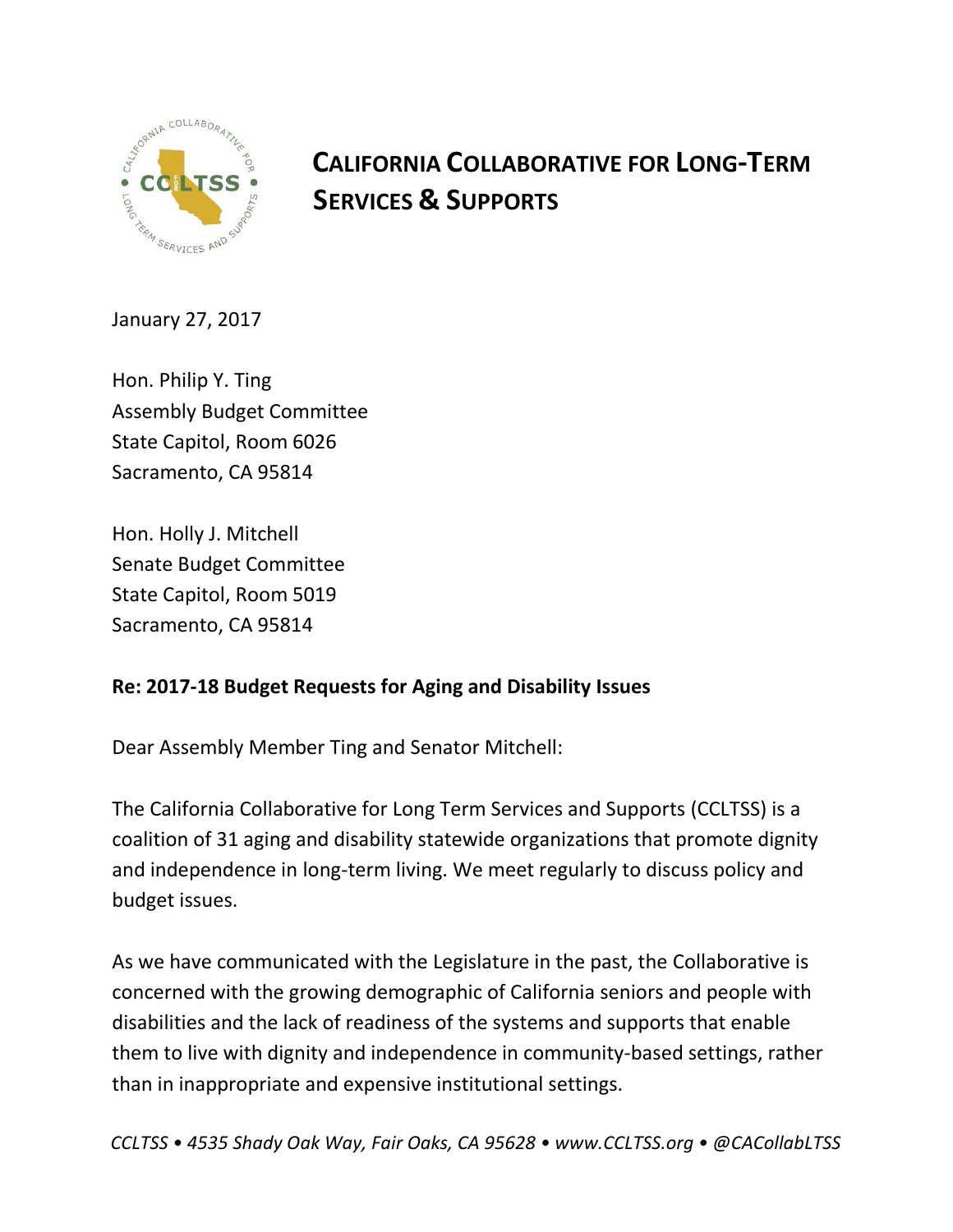# California Collaborative for Long-Term Services & Supports

January 27, 2017

Hon. Philip Y. Ting
Assembly Budget Committee
State Capitol, Room 6026
Sacramento, CA 95814

Hon. Holly J. Mitchell
Senate Budget Committee
State Capitol, Room 5019
Sacramento, CA 95814

**Re: 2017-18 Budget Requests for Aging and Disability Issues**

Dear Assembly Member Ting and Senator Mitchell:

The California Collaborative for Long Term Services and Supports (CCLTSS) is a coalition of 31 aging and disability statewide organizations that promote dignity and independence in long-term living. We meet regularly to discuss policy and budget issues.

As we have communicated with the Legislature in the past, the Collaborative is concerned with the growing demographic of California seniors and people with disabilities and the lack of readiness of the systems and supports that enable them to live with dignity and independence in community-based settings, rather than in inappropriate and expensive institutional settings.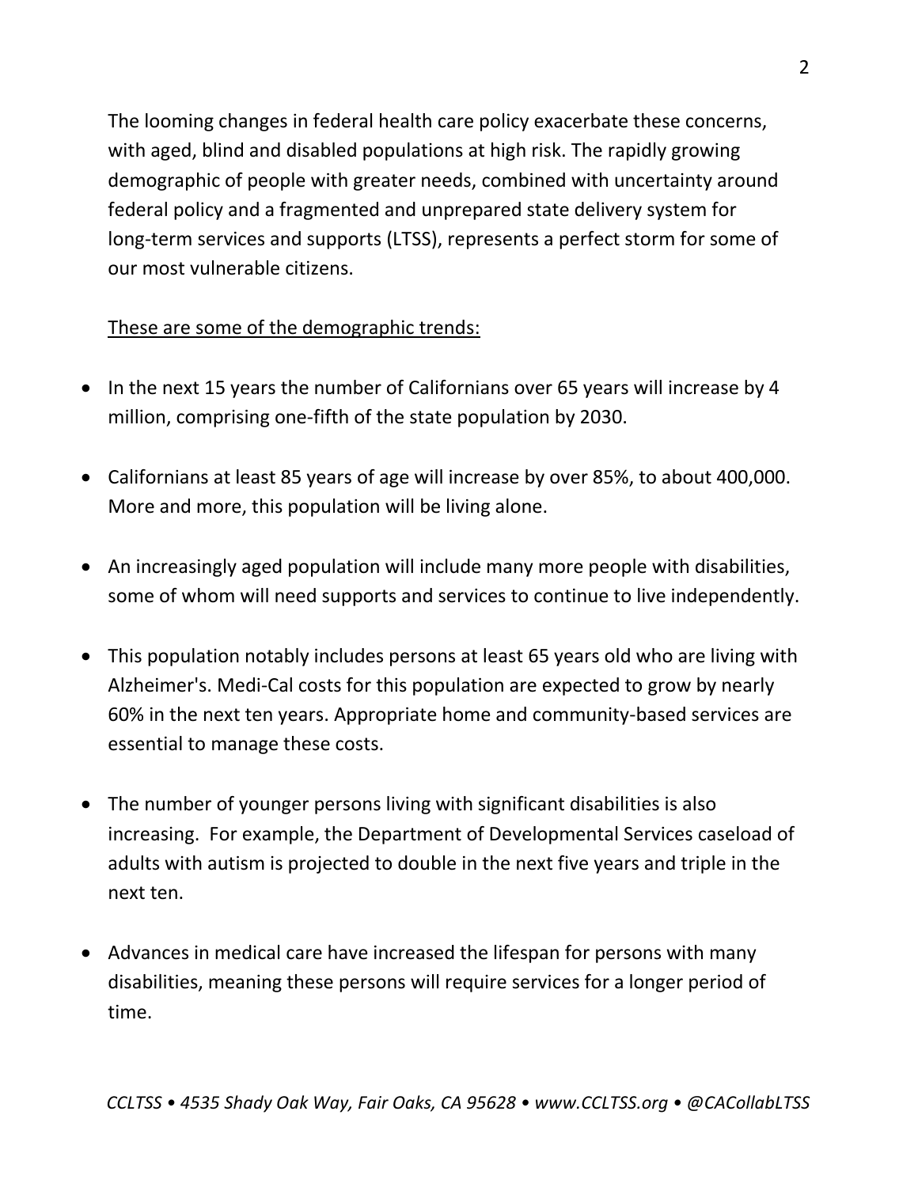The looming changes in federal health care policy exacerbate these concerns, with aged, blind and disabled populations at high risk. The rapidly growing demographic of people with greater needs, combined with uncertainty around federal policy and a fragmented and unprepared state delivery system for long-term services and supports (LTSS), represents a perfect storm for some of our most vulnerable citizens.

<u>These are some of the demographic trends:</u>

- In the next 15 years the number of Californians over 65 years will increase by 4 million, comprising one-fifth of the state population by 2030.
- Californians at least 85 years of age will increase by over 85%, to about 400,000. More and more, this population will be living alone.
- An increasingly aged population will include many more people with disabilities, some of whom will need supports and services to continue to live independently.
- This population notably includes persons at least 65 years old who are living with Alzheimer's. Medi-Cal costs for this population are expected to grow by nearly 60% in the next ten years. Appropriate home and community-based services are essential to manage these costs.
- The number of younger persons living with significant disabilities is also increasing. For example, the Department of Developmental Services caseload of adults with autism is projected to double in the next five years and triple in the next ten.
- Advances in medical care have increased the lifespan for persons with many disabilities, meaning these persons will require services for a longer period of time.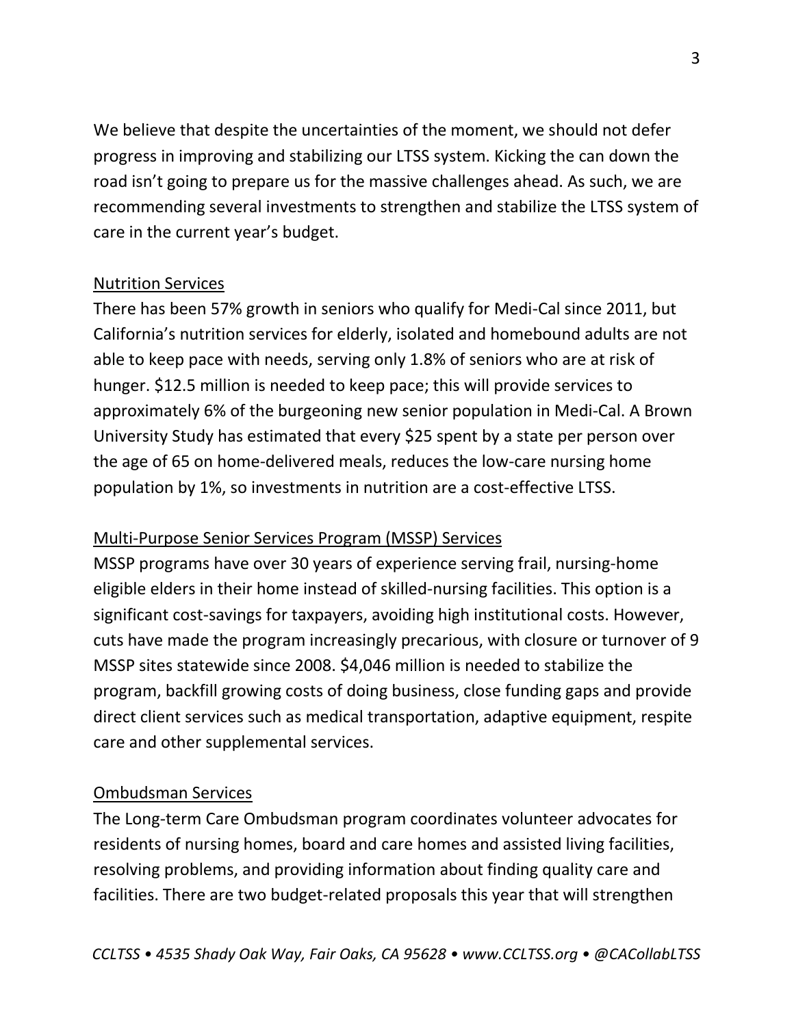We believe that despite the uncertainties of the moment, we should not defer progress in improving and stabilizing our LTSS system. Kicking the can down the road isn't going to prepare us for the massive challenges ahead. As such, we are recommending several investments to strengthen and stabilize the LTSS system of care in the current year's budget.

<u>Nutrition Services</u>

There has been 57% growth in seniors who qualify for Medi-Cal since 2011, but California's nutrition services for elderly, isolated and homebound adults are not able to keep pace with needs, serving only 1.8% of seniors who are at risk of hunger. $12.5 million is needed to keep pace; this will provide services to approximately 6% of the burgeoning new senior population in Medi-Cal. A Brown University Study has estimated that every $25 spent by a state per person over the age of 65 on home-delivered meals, reduces the low-care nursing home population by 1%, so investments in nutrition are a cost-effective LTSS.

<u>Multi-Purpose Senior Services Program (MSSP) Services</u>

MSSP programs have over 30 years of experience serving frail, nursing-home eligible elders in their home instead of skilled-nursing facilities. This option is a significant cost-savings for taxpayers, avoiding high institutional costs. However, cuts have made the program increasingly precarious, with closure or turnover of 9 MSSP sites statewide since 2008. $4,046 million is needed to stabilize the program, backfill growing costs of doing business, close funding gaps and provide direct client services such as medical transportation, adaptive equipment, respite care and other supplemental services.

<u>Ombudsman Services</u>

The Long-term Care Ombudsman program coordinates volunteer advocates for residents of nursing homes, board and care homes and assisted living facilities, resolving problems, and providing information about finding quality care and facilities. There are two budget-related proposals this year that will strengthen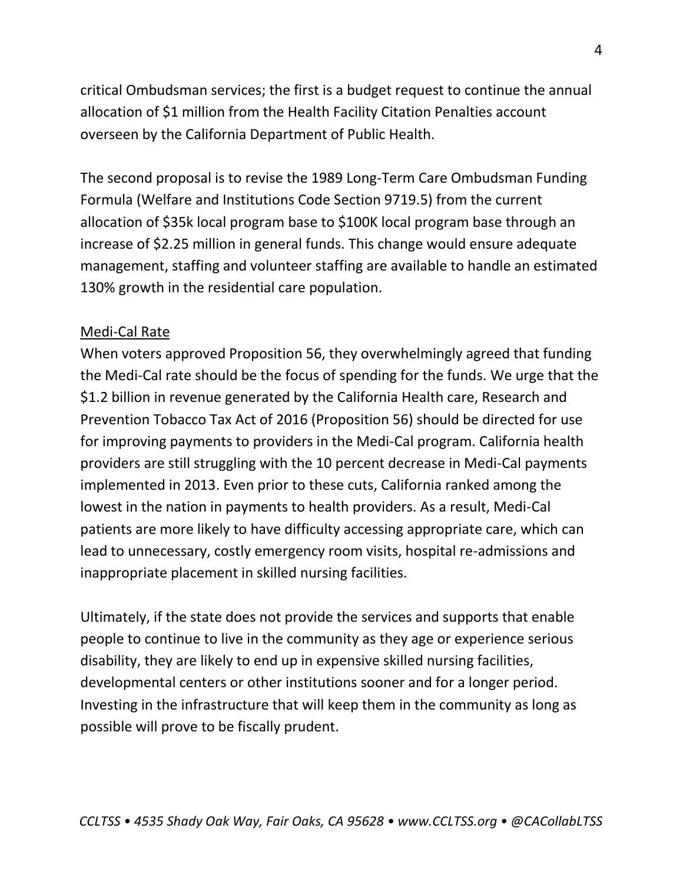critical Ombudsman services; the first is a budget request to continue the annual allocation of $1 million from the Health Facility Citation Penalties account overseen by the California Department of Public Health.

The second proposal is to revise the 1989 Long-Term Care Ombudsman Funding Formula (Welfare and Institutions Code Section 9719.5) from the current allocation of $35k local program base to $100K local program base through an increase of $2.25 million in general funds. This change would ensure adequate management, staffing and volunteer staffing are available to handle an estimated 130% growth in the residential care population.

<u>Medi-Cal Rate</u>

When voters approved Proposition 56, they overwhelmingly agreed that funding the Medi-Cal rate should be the focus of spending for the funds. We urge that the $1.2 billion in revenue generated by the California Health care, Research and Prevention Tobacco Tax Act of 2016 (Proposition 56) should be directed for use for improving payments to providers in the Medi-Cal program. California health providers are still struggling with the 10 percent decrease in Medi-Cal payments implemented in 2013. Even prior to these cuts, California ranked among the lowest in the nation in payments to health providers. As a result, Medi-Cal patients are more likely to have difficulty accessing appropriate care, which can lead to unnecessary, costly emergency room visits, hospital re-admissions and inappropriate placement in skilled nursing facilities.

Ultimately, if the state does not provide the services and supports that enable people to continue to live in the community as they age or experience serious disability, they are likely to end up in expensive skilled nursing facilities, developmental centers or other institutions sooner and for a longer period. Investing in the infrastructure that will keep them in the community as long as possible will prove to be fiscally prudent.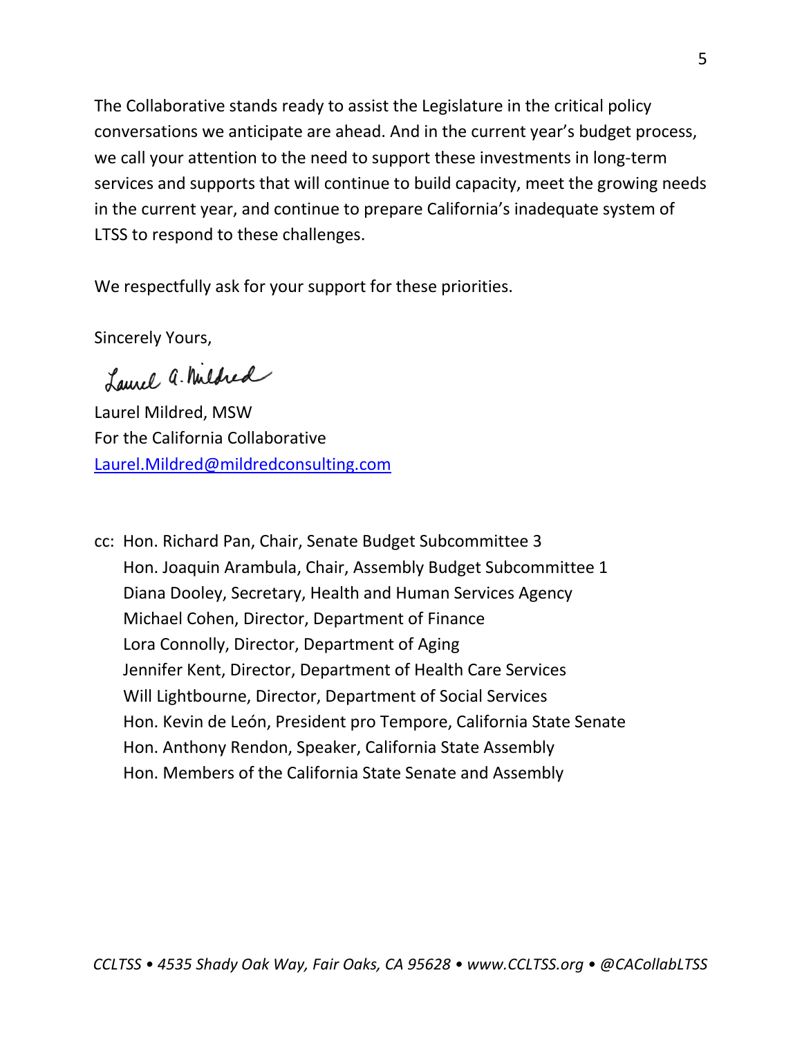The Collaborative stands ready to assist the Legislature in the critical policy conversations we anticipate are ahead. And in the current year's budget process, we call your attention to the need to support these investments in long-term services and supports that will continue to build capacity, meet the growing needs in the current year, and continue to prepare California's inadequate system of LTSS to respond to these challenges.

We respectfully ask for your support for these priorities.

Sincerely Yours,

Laurel Mildred, MSW
For the California Collaborative
Laurel.Mildred@mildredconsulting.com

cc: Hon. Richard Pan, Chair, Senate Budget Subcommittee 3
Hon. Joaquin Arambula, Chair, Assembly Budget Subcommittee 1
Diana Dooley, Secretary, Health and Human Services Agency
Michael Cohen, Director, Department of Finance
Lora Connolly, Director, Department of Aging
Jennifer Kent, Director, Department of Health Care Services
Will Lightbourne, Director, Department of Social Services
Hon. Kevin de León, President pro Tempore, California State Senate
Hon. Anthony Rendon, Speaker, California State Assembly
Hon. Members of the California State Senate and Assembly

*CCLTSS • 4535 Shady Oak Way, Fair Oaks, CA 95628 • www.CCLTSS.org • @CACollabLTSS*